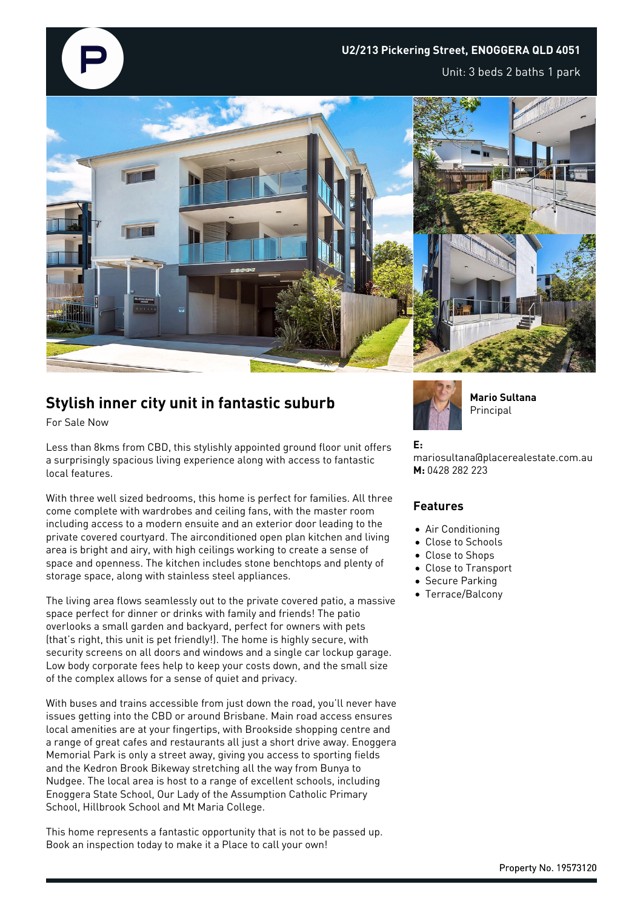**U2/213 Pickering Street, ENOGGERA QLD 4051**

Unit: 3 beds 2 baths 1 park

## Stylish inner city unit in fantastic suburb

For Sale Now

Less than 8kms from CBD, this stylishly appointed ground floor unit offers a surprisingly spacious living experience along with access to fantastic local features.

With three well sized bedrooms, this home is perfect for families. All three come complete with wardrobes and ceiling fans, with the master room including access to a modern ensuite and an exterior door leading to the private covered courtyard. The airconditioned open plan kitchen and living area is bright and airy, with high ceilings working to create a sense of space and openness. The kitchen includes stone benchtops and plenty of storage space, along with stainless steel appliances.

The living area flows seamlessly out to the private covered patio, a massive space perfect for dinner or drinks with family and friends! The patio overlooks a small garden and backyard, perfect for owners with pets (that's right, this unit is pet friendly!). The home is highly secure, with security screens on all doors and windows and a single car lockup garage. Low body corporate fees help to keep your costs down, and the small size of the complex allows for a sense of quiet and privacy.

With buses and trains accessible from just down the road, you'll never have issues getting into the CBD or around Brisbane. Main road access ensures local amenities are at your fingertips, with Brookside shopping centre and a range of great cafes and restaurants all just a short drive away. Enoggera Memorial Park is only a street away, giving you access to sporting fields and the Kedron Brook Bikeway stretching all the way from Bunya to Nudgee. The local area is host to a range of excellent schools, including Enoggera State School, Our Lady of the Assumption Catholic Primary School, Hillbrook School and Mt Maria College.

This home represents a fantastic opportunity that is not to be passed up. Book an inspection today to make it a Place to call your own!

**Mario Sultana**
Principal

**E:** mariosultana@placerealestate.com.au
**M:** 0428 282 223

### Features

- Air Conditioning
- Close to Schools
- Close to Shops
- Close to Transport
- Secure Parking
- Terrace/Balcony

Property No. 19573120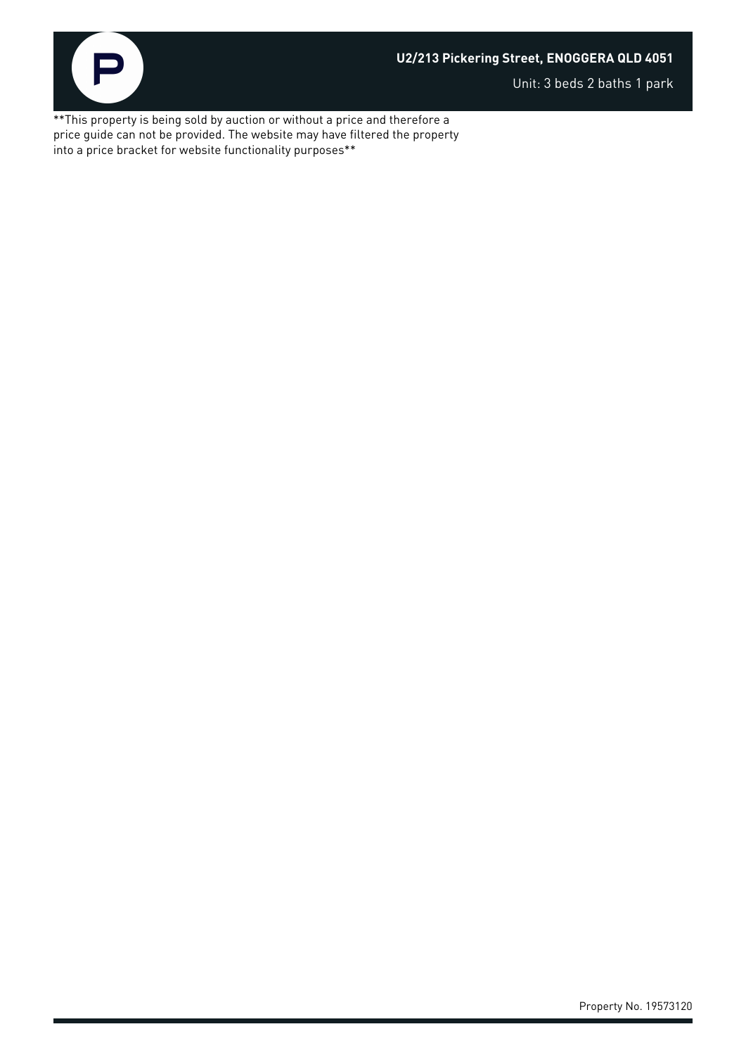**This property is being sold by auction or without a price and therefore a price guide can not be provided. The website may have filtered the property into a price bracket for website functionality purposes**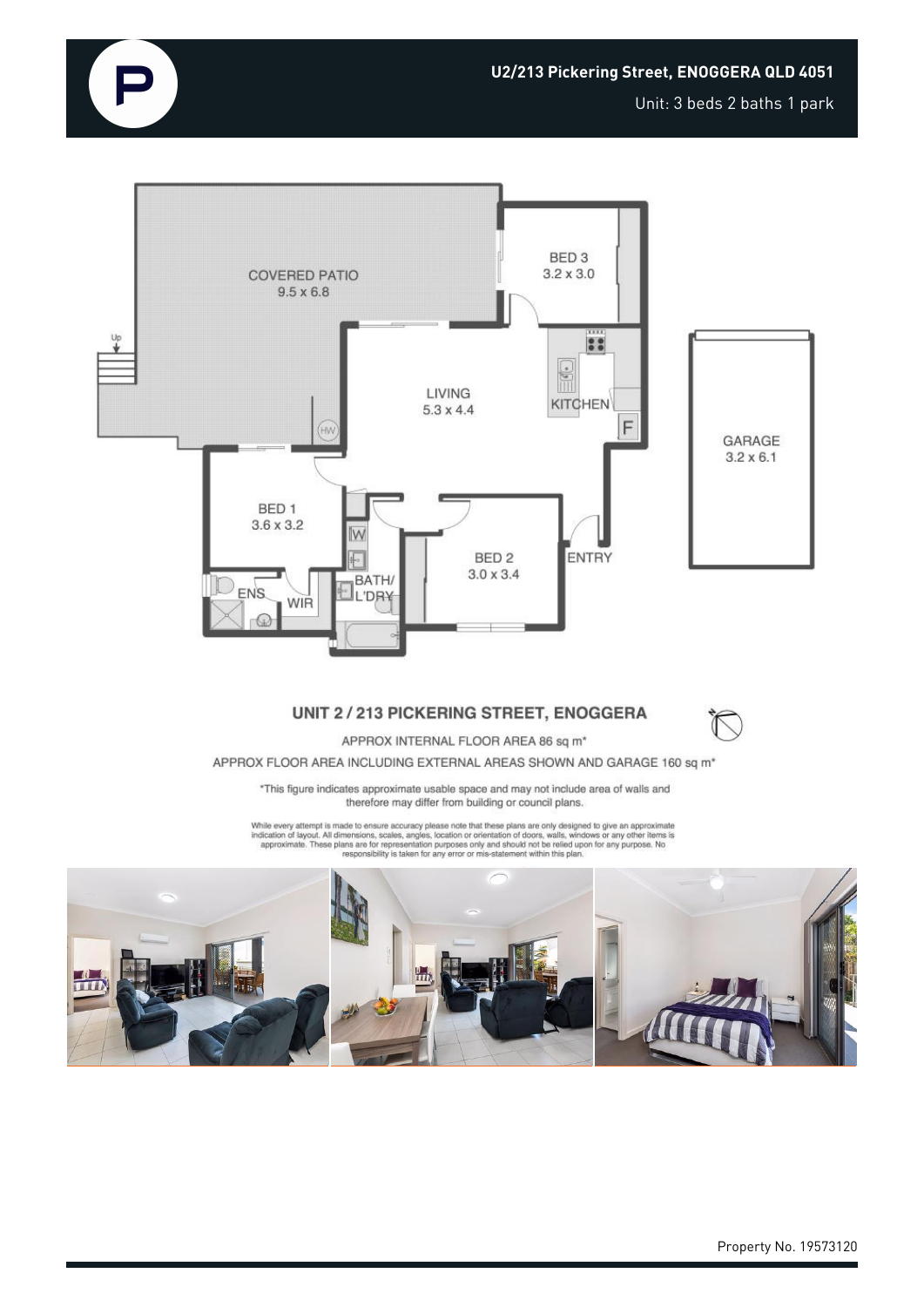**U2/213 Pickering Street, ENOGGERA QLD 4051**

Unit: 3 beds 2 baths 1 park

COVERED PATIO
9.5 x 6.8

BED 3
3.2 x 3.0

LIVING
5.3 x 4.4

KITCHEN

GARAGE
3.2 x 6.1

BED 1
3.6 x 3.2

BED 2
3.0 x 3.4

ENTRY

ENS

WIR

BATH/
L'DRY

## UNIT 2 / 213 PICKERING STREET, ENOGGERA

APPROX INTERNAL FLOOR AREA 86 sq m*

APPROX FLOOR AREA INCLUDING EXTERNAL AREAS SHOWN AND GARAGE 160 sq m*

*This figure indicates approximate usable space and may not include area of walls and therefore may differ from building or council plans.

While every attempt is made to ensure accuracy please note that these plans are only designed to give an approximate indication of layout. All dimensions, scales, angles, location or orientation of doors, walls, windows or any other items is approximate. These plans are for representation purposes only and should not be relied upon for any purpose. No responsibility is taken for any error or mis-statement within this plan.

Property No. 19573120